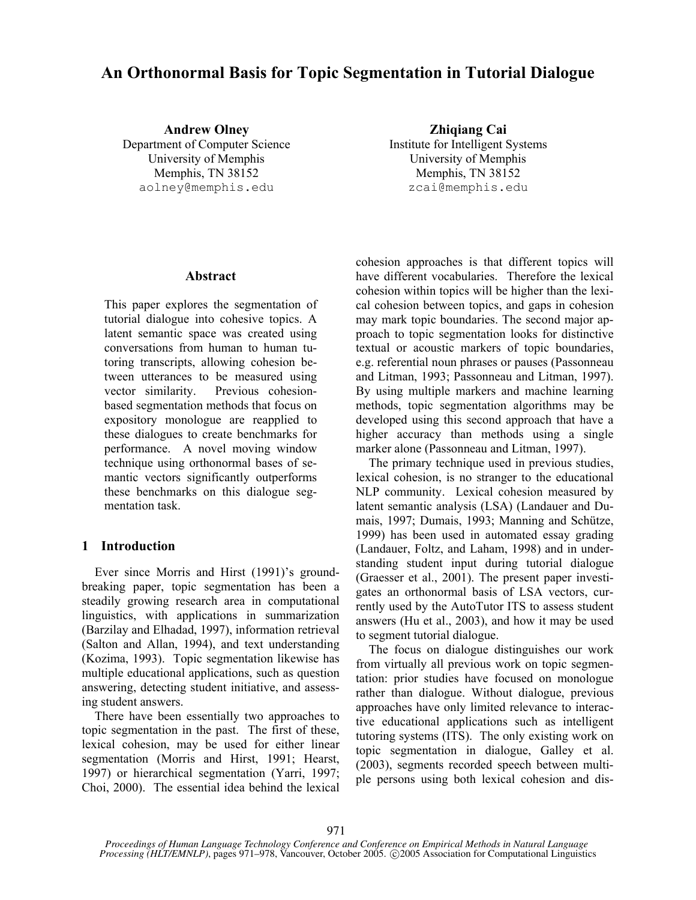# An Orthonormal Basis for Topic Segmentation in Tutorial Dialogue

**Andrew Olney**
Department of Computer Science
University of Memphis
Memphis, TN 38152
aolney@memphis.edu

**Zhiqiang Cai**
Institute for Intelligent Systems
University of Memphis
Memphis, TN 38152
zcai@memphis.edu

## Abstract

This paper explores the segmentation of tutorial dialogue into cohesive topics. A latent semantic space was created using conversations from human to human tutoring transcripts, allowing cohesion between utterances to be measured using vector similarity. Previous cohesion-based segmentation methods that focus on expository monologue are reapplied to these dialogues to create benchmarks for performance. A novel moving window technique using orthonormal bases of semantic vectors significantly outperforms these benchmarks on this dialogue segmentation task.

## 1 Introduction

Ever since Morris and Hirst (1991)'s groundbreaking paper, topic segmentation has been a steadily growing research area in computational linguistics, with applications in summarization (Barzilay and Elhadad, 1997), information retrieval (Salton and Allan, 1994), and text understanding (Kozima, 1993). Topic segmentation likewise has multiple educational applications, such as question answering, detecting student initiative, and assessing student answers.

There have been essentially two approaches to topic segmentation in the past. The first of these, lexical cohesion, may be used for either linear segmentation (Morris and Hirst, 1991; Hearst, 1997) or hierarchical segmentation (Yarri, 1997; Choi, 2000). The essential idea behind the lexical cohesion approaches is that different topics will have different vocabularies. Therefore the lexical cohesion within topics will be higher than the lexical cohesion between topics, and gaps in cohesion may mark topic boundaries. The second major approach to topic segmentation looks for distinctive textual or acoustic markers of topic boundaries, e.g. referential noun phrases or pauses (Passonneau and Litman, 1993; Passonneau and Litman, 1997). By using multiple markers and machine learning methods, topic segmentation algorithms may be developed using this second approach that have a higher accuracy than methods using a single marker alone (Passonneau and Litman, 1997).

The primary technique used in previous studies, lexical cohesion, is no stranger to the educational NLP community. Lexical cohesion measured by latent semantic analysis (LSA) (Landauer and Dumais, 1997; Dumais, 1993; Manning and Schütze, 1999) has been used in automated essay grading (Landauer, Foltz, and Laham, 1998) and in understanding student input during tutorial dialogue (Graesser et al., 2001). The present paper investigates an orthonormal basis of LSA vectors, currently used by the AutoTutor ITS to assess student answers (Hu et al., 2003), and how it may be used to segment tutorial dialogue.

The focus on dialogue distinguishes our work from virtually all previous work on topic segmentation: prior studies have focused on monologue rather than dialogue. Without dialogue, previous approaches have only limited relevance to interactive educational applications such as intelligent tutoring systems (ITS). The only existing work on topic segmentation in dialogue, Galley et al. (2003), segments recorded speech between multiple persons using both lexical cohesion and dis-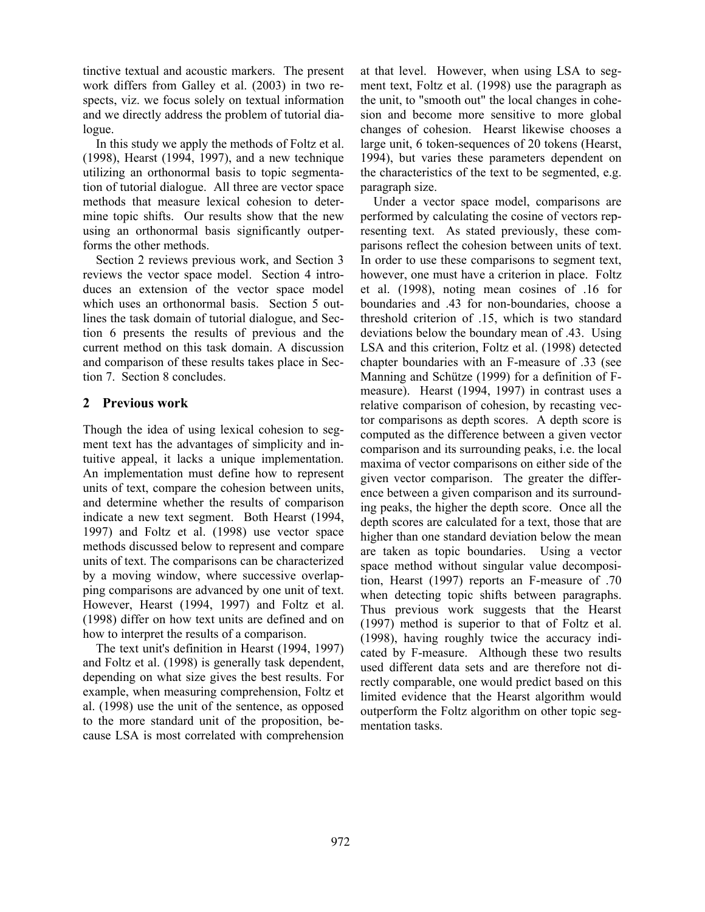tinctive textual and acoustic markers. The present work differs from Galley et al. (2003) in two respects, viz. we focus solely on textual information and we directly address the problem of tutorial dialogue.

In this study we apply the methods of Foltz et al. (1998), Hearst (1994, 1997), and a new technique utilizing an orthonormal basis to topic segmentation of tutorial dialogue. All three are vector space methods that measure lexical cohesion to determine topic shifts. Our results show that the new using an orthonormal basis significantly outperforms the other methods.

Section 2 reviews previous work, and Section 3 reviews the vector space model. Section 4 introduces an extension of the vector space model which uses an orthonormal basis. Section 5 outlines the task domain of tutorial dialogue, and Section 6 presents the results of previous and the current method on this task domain. A discussion and comparison of these results takes place in Section 7. Section 8 concludes.

## 2 Previous work

Though the idea of using lexical cohesion to segment text has the advantages of simplicity and intuitive appeal, it lacks a unique implementation. An implementation must define how to represent units of text, compare the cohesion between units, and determine whether the results of comparison indicate a new text segment. Both Hearst (1994, 1997) and Foltz et al. (1998) use vector space methods discussed below to represent and compare units of text. The comparisons can be characterized by a moving window, where successive overlapping comparisons are advanced by one unit of text. However, Hearst (1994, 1997) and Foltz et al. (1998) differ on how text units are defined and on how to interpret the results of a comparison.

The text unit's definition in Hearst (1994, 1997) and Foltz et al. (1998) is generally task dependent, depending on what size gives the best results. For example, when measuring comprehension, Foltz et al. (1998) use the unit of the sentence, as opposed to the more standard unit of the proposition, because LSA is most correlated with comprehension at that level. However, when using LSA to segment text, Foltz et al. (1998) use the paragraph as the unit, to "smooth out" the local changes in cohesion and become more sensitive to more global changes of cohesion. Hearst likewise chooses a large unit, 6 token-sequences of 20 tokens (Hearst, 1994), but varies these parameters dependent on the characteristics of the text to be segmented, e.g. paragraph size.

Under a vector space model, comparisons are performed by calculating the cosine of vectors representing text. As stated previously, these comparisons reflect the cohesion between units of text. In order to use these comparisons to segment text, however, one must have a criterion in place. Foltz et al. (1998), noting mean cosines of .16 for boundaries and .43 for non-boundaries, choose a threshold criterion of .15, which is two standard deviations below the boundary mean of .43. Using LSA and this criterion, Foltz et al. (1998) detected chapter boundaries with an F-measure of .33 (see Manning and Schütze (1999) for a definition of F-measure). Hearst (1994, 1997) in contrast uses a relative comparison of cohesion, by recasting vector comparisons as depth scores. A depth score is computed as the difference between a given vector comparison and its surrounding peaks, i.e. the local maxima of vector comparisons on either side of the given vector comparison. The greater the difference between a given comparison and its surrounding peaks, the higher the depth score. Once all the depth scores are calculated for a text, those that are higher than one standard deviation below the mean are taken as topic boundaries. Using a vector space method without singular value decomposition, Hearst (1997) reports an F-measure of .70 when detecting topic shifts between paragraphs. Thus previous work suggests that the Hearst (1997) method is superior to that of Foltz et al. (1998), having roughly twice the accuracy indicated by F-measure. Although these two results used different data sets and are therefore not directly comparable, one would predict based on this limited evidence that the Hearst algorithm would outperform the Foltz algorithm on other topic segmentation tasks.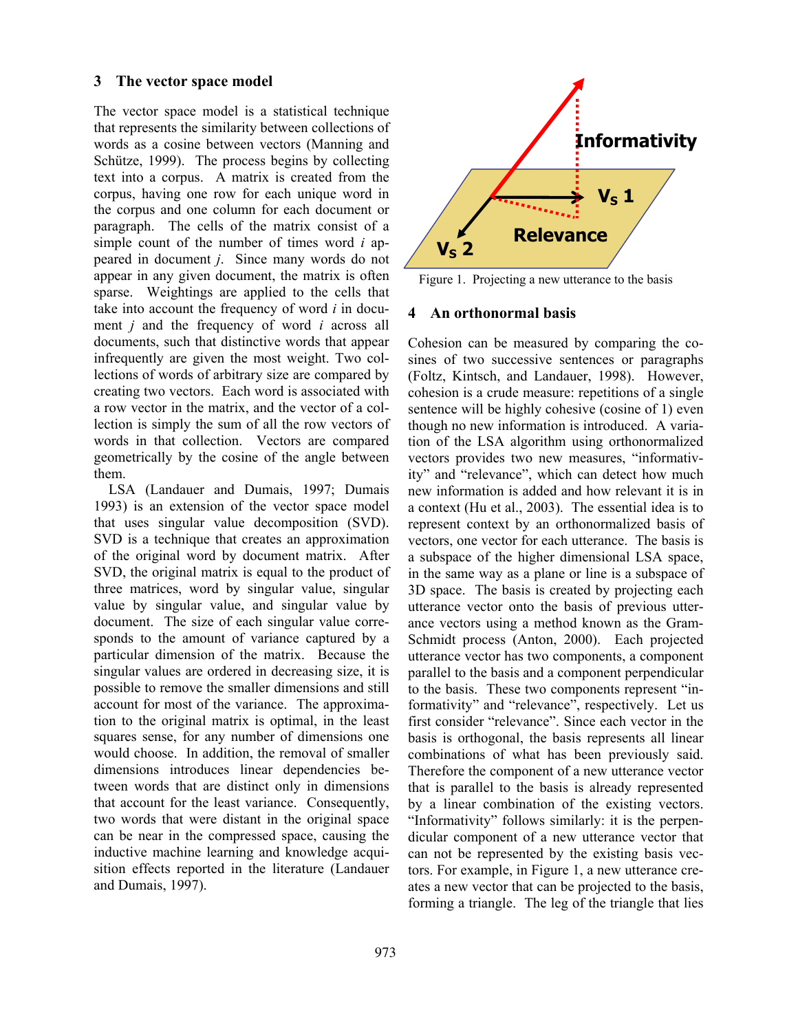## 3 The vector space model

The vector space model is a statistical technique that represents the similarity between collections of words as a cosine between vectors (Manning and Schütze, 1999). The process begins by collecting text into a corpus. A matrix is created from the corpus, having one row for each unique word in the corpus and one column for each document or paragraph. The cells of the matrix consist of a simple count of the number of times word *i* appeared in document *j*. Since many words do not appear in any given document, the matrix is often sparse. Weightings are applied to the cells that take into account the frequency of word *i* in document *j* and the frequency of word *i* across all documents, such that distinctive words that appear infrequently are given the most weight. Two collections of words of arbitrary size are compared by creating two vectors. Each word is associated with a row vector in the matrix, and the vector of a collection is simply the sum of all the row vectors of words in that collection. Vectors are compared geometrically by the cosine of the angle between them.

LSA (Landauer and Dumais, 1997; Dumais 1993) is an extension of the vector space model that uses singular value decomposition (SVD). SVD is a technique that creates an approximation of the original word by document matrix. After SVD, the original matrix is equal to the product of three matrices, word by singular value, singular value by singular value, and singular value by document. The size of each singular value corresponds to the amount of variance captured by a particular dimension of the matrix. Because the singular values are ordered in decreasing size, it is possible to remove the smaller dimensions and still account for most of the variance. The approximation to the original matrix is optimal, in the least squares sense, for any number of dimensions one would choose. In addition, the removal of smaller dimensions introduces linear dependencies between words that are distinct only in dimensions that account for the least variance. Consequently, two words that were distant in the original space can be near in the compressed space, causing the inductive machine learning and knowledge acquisition effects reported in the literature (Landauer and Dumais, 1997).

Figure 1. Projecting a new utterance to the basis

## 4 An orthonormal basis

Cohesion can be measured by comparing the cosines of two successive sentences or paragraphs (Foltz, Kintsch, and Landauer, 1998). However, cohesion is a crude measure: repetitions of a single sentence will be highly cohesive (cosine of 1) even though no new information is introduced. A variation of the LSA algorithm using orthonormalized vectors provides two new measures, "informativity" and "relevance", which can detect how much new information is added and how relevant it is in a context (Hu et al., 2003). The essential idea is to represent context by an orthonormalized basis of vectors, one vector for each utterance. The basis is a subspace of the higher dimensional LSA space, in the same way as a plane or line is a subspace of 3D space. The basis is created by projecting each utterance vector onto the basis of previous utterance vectors using a method known as the Gram-Schmidt process (Anton, 2000). Each projected utterance vector has two components, a component parallel to the basis and a component perpendicular to the basis. These two components represent "informativity" and "relevance", respectively. Let us first consider "relevance". Since each vector in the basis is orthogonal, the basis represents all linear combinations of what has been previously said. Therefore the component of a new utterance vector that is parallel to the basis is already represented by a linear combination of the existing vectors. "Informativity" follows similarly: it is the perpendicular component of a new utterance vector that can not be represented by the existing basis vectors. For example, in Figure 1, a new utterance creates a new vector that can be projected to the basis, forming a triangle. The leg of the triangle that lies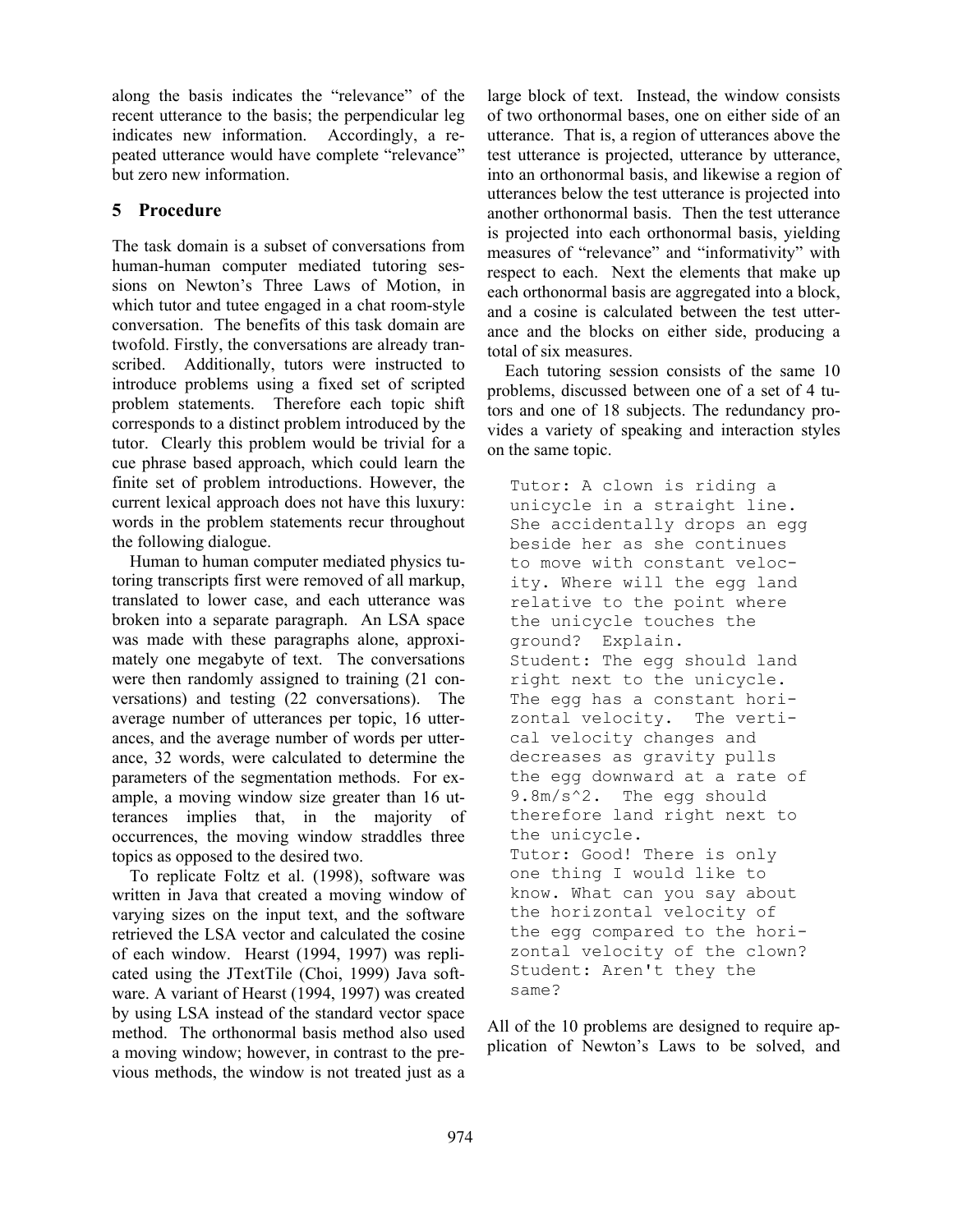along the basis indicates the "relevance" of the recent utterance to the basis; the perpendicular leg indicates new information. Accordingly, a repeated utterance would have complete "relevance" but zero new information.

## 5 Procedure

The task domain is a subset of conversations from human-human computer mediated tutoring sessions on Newton's Three Laws of Motion, in which tutor and tutee engaged in a chat room-style conversation. The benefits of this task domain are twofold. Firstly, the conversations are already transcribed. Additionally, tutors were instructed to introduce problems using a fixed set of scripted problem statements. Therefore each topic shift corresponds to a distinct problem introduced by the tutor. Clearly this problem would be trivial for a cue phrase based approach, which could learn the finite set of problem introductions. However, the current lexical approach does not have this luxury: words in the problem statements recur throughout the following dialogue.

Human to human computer mediated physics tutoring transcripts first were removed of all markup, translated to lower case, and each utterance was broken into a separate paragraph. An LSA space was made with these paragraphs alone, approximately one megabyte of text. The conversations were then randomly assigned to training (21 conversations) and testing (22 conversations). The average number of utterances per topic, 16 utterances, and the average number of words per utterance, 32 words, were calculated to determine the parameters of the segmentation methods. For example, a moving window size greater than 16 utterances implies that, in the majority of occurrences, the moving window straddles three topics as opposed to the desired two.

To replicate Foltz et al. (1998), software was written in Java that created a moving window of varying sizes on the input text, and the software retrieved the LSA vector and calculated the cosine of each window. Hearst (1994, 1997) was replicated using the JTextTile (Choi, 1999) Java software. A variant of Hearst (1994, 1997) was created by using LSA instead of the standard vector space method. The orthonormal basis method also used a moving window; however, in contrast to the previous methods, the window is not treated just as a large block of text. Instead, the window consists of two orthonormal bases, one on either side of an utterance. That is, a region of utterances above the test utterance is projected, utterance by utterance, into an orthonormal basis, and likewise a region of utterances below the test utterance is projected into another orthonormal basis. Then the test utterance is projected into each orthonormal basis, yielding measures of "relevance" and "informativity" with respect to each. Next the elements that make up each orthonormal basis are aggregated into a block, and a cosine is calculated between the test utterance and the blocks on either side, producing a total of six measures.

Each tutoring session consists of the same 10 problems, discussed between one of a set of 4 tutors and one of 18 subjects. The redundancy provides a variety of speaking and interaction styles on the same topic.

```
Tutor: A clown is riding a
unicycle in a straight line.
She accidentally drops an egg
beside her as she continues
to move with constant veloc-
ity. Where will the egg land
relative to the point where
the unicycle touches the
ground? Explain.
Student: The egg should land
right next to the unicycle.
The egg has a constant hori-
zontal velocity. The verti-
cal velocity changes and
decreases as gravity pulls
the egg downward at a rate of
9.8m/s^2. The egg should
therefore land right next to
the unicycle.
Tutor: Good! There is only
one thing I would like to
know. What can you say about
the horizontal velocity of
the egg compared to the hori-
zontal velocity of the clown?
Student: Aren't they the
same?
```

All of the 10 problems are designed to require application of Newton's Laws to be solved, and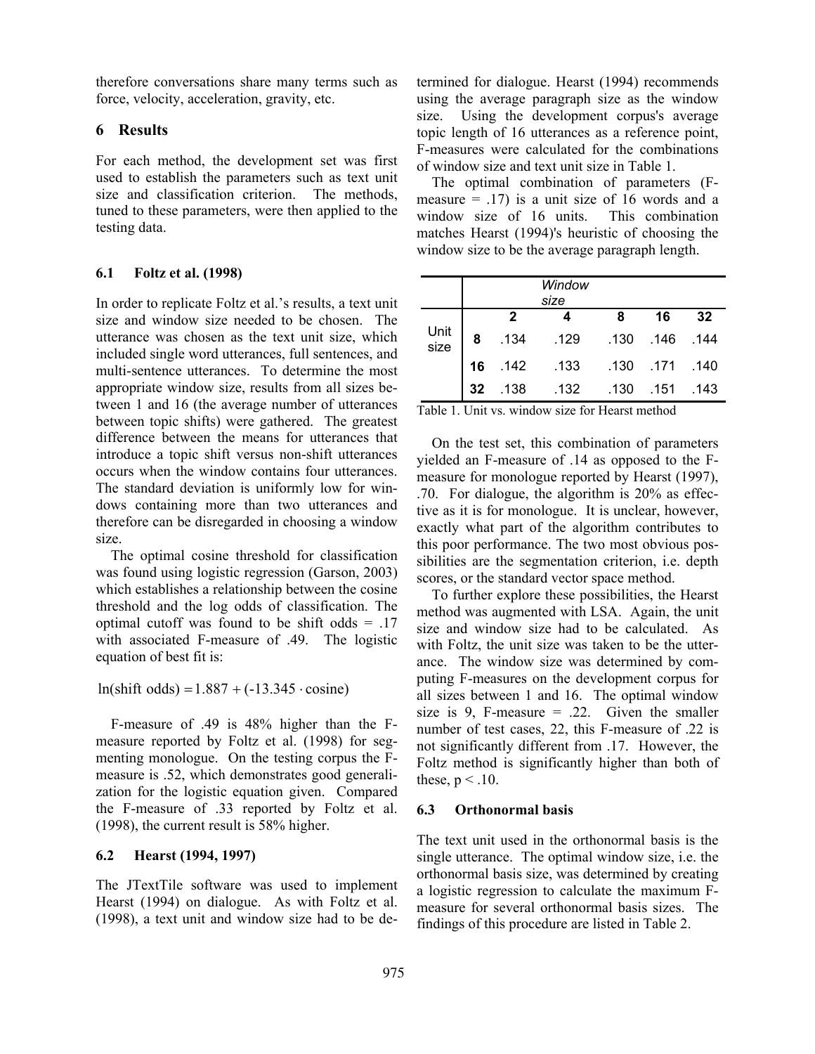therefore conversations share many terms such as force, velocity, acceleration, gravity, etc.

## 6 Results

For each method, the development set was first used to establish the parameters such as text unit size and classification criterion. The methods, tuned to these parameters, were then applied to the testing data.

### 6.1 Foltz et al. (1998)

In order to replicate Foltz et al.'s results, a text unit size and window size needed to be chosen. The utterance was chosen as the text unit size, which included single word utterances, full sentences, and multi-sentence utterances. To determine the most appropriate window size, results from all sizes between 1 and 16 (the average number of utterances between topic shifts) were gathered. The greatest difference between the means for utterances that introduce a topic shift versus non-shift utterances occurs when the window contains four utterances. The standard deviation is uniformly low for windows containing more than two utterances and therefore can be disregarded in choosing a window size.

The optimal cosine threshold for classification was found using logistic regression (Garson, 2003) which establishes a relationship between the cosine threshold and the log odds of classification. The optimal cutoff was found to be shift odds = .17 with associated F-measure of .49. The logistic equation of best fit is:

$$\ln(\text{shift odds}) = 1.887 + (-13.345 \cdot \text{cosine})$$

F-measure of .49 is 48% higher than the F-measure reported by Foltz et al. (1998) for segmenting monologue. On the testing corpus the F-measure is .52, which demonstrates good generalization for the logistic equation given. Compared the F-measure of .33 reported by Foltz et al. (1998), the current result is 58% higher.

### 6.2 Hearst (1994, 1997)

The JTextTile software was used to implement Hearst (1994) on dialogue. As with Foltz et al. (1998), a text unit and window size had to be determined for dialogue. Hearst (1994) recommends using the average paragraph size as the window size. Using the development corpus's average topic length of 16 utterances as a reference point, F-measures were calculated for the combinations of window size and text unit size in Table 1.

The optimal combination of parameters (F-measure = .17) is a unit size of 16 words and a window size of 16 units. This combination matches Hearst (1994)'s heuristic of choosing the window size to be the average paragraph length.

| | | *Window size* | | | | |
|---|---|---|---|---|---|---|
| | | **2** | **4** | **8** | **16** | **32** |
| Unit size | **8** | .134 | .129 | .130 | .146 | .144 |
| | **16** | .142 | .133 | .130 | .171 | .140 |
| | **32** | .138 | .132 | .130 | .151 | .143 |

Table 1. Unit vs. window size for Hearst method

On the test set, this combination of parameters yielded an F-measure of .14 as opposed to the F-measure for monologue reported by Hearst (1997), .70. For dialogue, the algorithm is 20% as effective as it is for monologue. It is unclear, however, exactly what part of the algorithm contributes to this poor performance. The two most obvious possibilities are the segmentation criterion, i.e. depth scores, or the standard vector space method.

To further explore these possibilities, the Hearst method was augmented with LSA. Again, the unit size and window size had to be calculated. As with Foltz, the unit size was taken to be the utterance. The window size was determined by computing F-measures on the development corpus for all sizes between 1 and 16. The optimal window size is 9, F-measure = .22. Given the smaller number of test cases, 22, this F-measure of .22 is not significantly different from .17. However, the Foltz method is significantly higher than both of these, $p < .10$.

### 6.3 Orthonormal basis

The text unit used in the orthonormal basis is the single utterance. The optimal window size, i.e. the orthonormal basis size, was determined by creating a logistic regression to calculate the maximum F-measure for several orthonormal basis sizes. The findings of this procedure are listed in Table 2.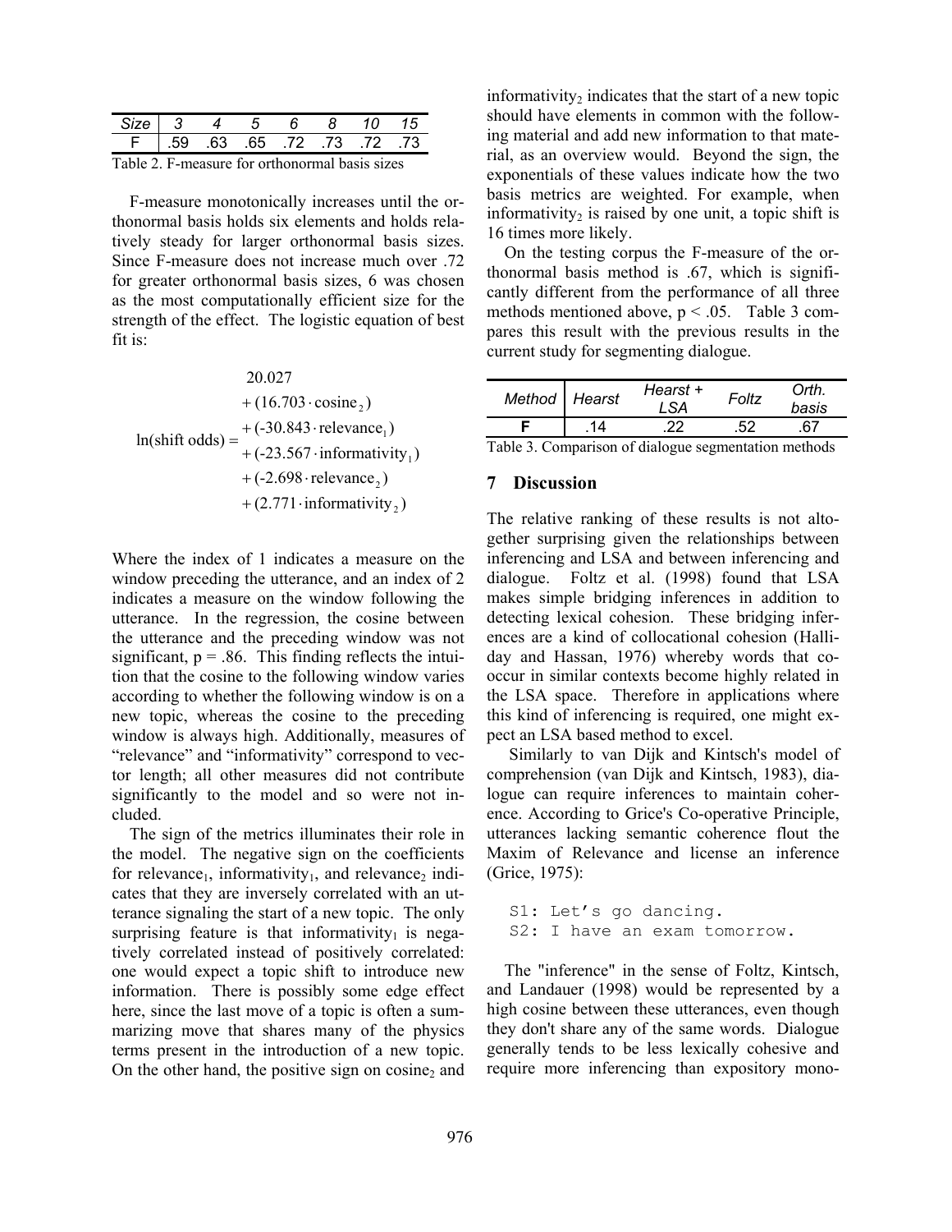| Size | 3 | 4 | 5 | 6 | 8 | 10 | 15 |
|---|---|---|---|---|---|---|---|
| F | .59 | .63 | .65 | .72 | .73 | .72 | .73 |

Table 2. F-measure for orthonormal basis sizes

F-measure monotonically increases until the orthonormal basis holds six elements and holds relatively steady for larger orthonormal basis sizes. Since F-measure does not increase much over .72 for greater orthonormal basis sizes, 6 was chosen as the most computationally efficient size for the strength of the effect. The logistic equation of best fit is:

$$\ln(\text{shift odds}) = \begin{array}{l} 20.027 \\ +(16.703 \cdot \text{cosine}_2) \\ +(\text{-}30.843 \cdot \text{relevance}_1) \\ +(\text{-}23.567 \cdot \text{informativity}_1) \\ +(\text{-}2.698 \cdot \text{relevance}_2) \\ +(2.771 \cdot \text{informativity}_2) \end{array}$$

Where the index of 1 indicates a measure on the window preceding the utterance, and an index of 2 indicates a measure on the window following the utterance. In the regression, the cosine between the utterance and the preceding window was not significant, $p = .86$. This finding reflects the intuition that the cosine to the following window varies according to whether the following window is on a new topic, whereas the cosine to the preceding window is always high. Additionally, measures of "relevance" and "informativity" correspond to vector length; all other measures did not contribute significantly to the model and so were not included.

The sign of the metrics illuminates their role in the model. The negative sign on the coefficients for $\text{relevance}_1$, $\text{informativity}_1$, and $\text{relevance}_2$ indicates that they are inversely correlated with an utterance signaling the start of a new topic. The only surprising feature is that $\text{informativity}_1$ is negatively correlated instead of positively correlated: one would expect a topic shift to introduce new information. There is possibly some edge effect here, since the last move of a topic is often a summarizing move that shares many of the physics terms present in the introduction of a new topic. On the other hand, the positive sign on $\text{cosine}_2$ and $\text{informativity}_2$ indicates that the start of a new topic should have elements in common with the following material and add new information to that material, as an overview would. Beyond the sign, the exponentials of these values indicate how the two basis metrics are weighted. For example, when $\text{informativity}_2$ is raised by one unit, a topic shift is 16 times more likely.

On the testing corpus the F-measure of the orthonormal basis method is .67, which is significantly different from the performance of all three methods mentioned above, $p < .05$. Table 3 compares this result with the previous results in the current study for segmenting dialogue.

| Method | Hearst | Hearst + LSA | Foltz | Orth. basis |
|---|---|---|---|---|
| **F** | .14 | .22 | .52 | .67 |

Table 3. Comparison of dialogue segmentation methods

## 7 Discussion

The relative ranking of these results is not altogether surprising given the relationships between inferencing and LSA and between inferencing and dialogue. Foltz et al. (1998) found that LSA makes simple bridging inferences in addition to detecting lexical cohesion. These bridging inferences are a kind of collocational cohesion (Halliday and Hassan, 1976) whereby words that cooccur in similar contexts become highly related in the LSA space. Therefore in applications where this kind of inferencing is required, one might expect an LSA based method to excel.

Similarly to van Dijk and Kintsch's model of comprehension (van Dijk and Kintsch, 1983), dialogue can require inferences to maintain coherence. According to Grice's Co-operative Principle, utterances lacking semantic coherence flout the Maxim of Relevance and license an inference (Grice, 1975):

```
S1: Let's go dancing.
S2: I have an exam tomorrow.
```

The "inference" in the sense of Foltz, Kintsch, and Landauer (1998) would be represented by a high cosine between these utterances, even though they don't share any of the same words. Dialogue generally tends to be less lexically cohesive and require more inferencing than expository mono-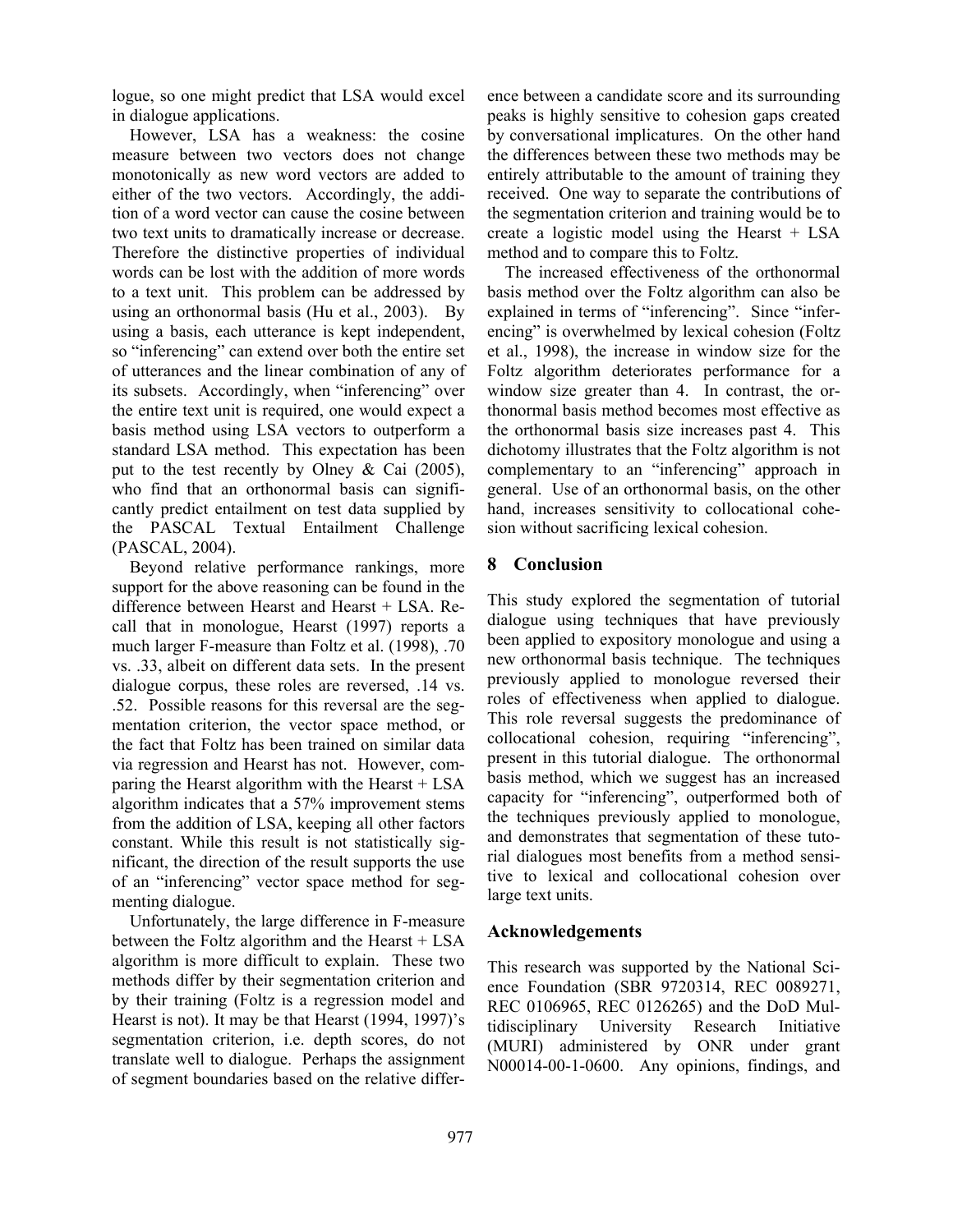logue, so one might predict that LSA would excel in dialogue applications.

However, LSA has a weakness: the cosine measure between two vectors does not change monotonically as new word vectors are added to either of the two vectors. Accordingly, the addition of a word vector can cause the cosine between two text units to dramatically increase or decrease. Therefore the distinctive properties of individual words can be lost with the addition of more words to a text unit. This problem can be addressed by using an orthonormal basis (Hu et al., 2003). By using a basis, each utterance is kept independent, so "inferencing" can extend over both the entire set of utterances and the linear combination of any of its subsets. Accordingly, when "inferencing" over the entire text unit is required, one would expect a basis method using LSA vectors to outperform a standard LSA method. This expectation has been put to the test recently by Olney & Cai (2005), who find that an orthonormal basis can significantly predict entailment on test data supplied by the PASCAL Textual Entailment Challenge (PASCAL, 2004).

Beyond relative performance rankings, more support for the above reasoning can be found in the difference between Hearst and Hearst + LSA. Recall that in monologue, Hearst (1997) reports a much larger F-measure than Foltz et al. (1998), .70 vs. .33, albeit on different data sets. In the present dialogue corpus, these roles are reversed, .14 vs. .52. Possible reasons for this reversal are the segmentation criterion, the vector space method, or the fact that Foltz has been trained on similar data via regression and Hearst has not. However, comparing the Hearst algorithm with the Hearst + LSA algorithm indicates that a 57% improvement stems from the addition of LSA, keeping all other factors constant. While this result is not statistically significant, the direction of the result supports the use of an "inferencing" vector space method for segmenting dialogue.

Unfortunately, the large difference in F-measure between the Foltz algorithm and the Hearst + LSA algorithm is more difficult to explain. These two methods differ by their segmentation criterion and by their training (Foltz is a regression model and Hearst is not). It may be that Hearst (1994, 1997)'s segmentation criterion, i.e. depth scores, do not translate well to dialogue. Perhaps the assignment of segment boundaries based on the relative difference between a candidate score and its surrounding peaks is highly sensitive to cohesion gaps created by conversational implicatures. On the other hand the differences between these two methods may be entirely attributable to the amount of training they received. One way to separate the contributions of the segmentation criterion and training would be to create a logistic model using the Hearst + LSA method and to compare this to Foltz.

The increased effectiveness of the orthonormal basis method over the Foltz algorithm can also be explained in terms of "inferencing". Since "inferencing" is overwhelmed by lexical cohesion (Foltz et al., 1998), the increase in window size for the Foltz algorithm deteriorates performance for a window size greater than 4. In contrast, the orthonormal basis method becomes most effective as the orthonormal basis size increases past 4. This dichotomy illustrates that the Foltz algorithm is not complementary to an "inferencing" approach in general. Use of an orthonormal basis, on the other hand, increases sensitivity to collocational cohesion without sacrificing lexical cohesion.

## 8 Conclusion

This study explored the segmentation of tutorial dialogue using techniques that have previously been applied to expository monologue and using a new orthonormal basis technique. The techniques previously applied to monologue reversed their roles of effectiveness when applied to dialogue. This role reversal suggests the predominance of collocational cohesion, requiring "inferencing", present in this tutorial dialogue. The orthonormal basis method, which we suggest has an increased capacity for "inferencing", outperformed both of the techniques previously applied to monologue, and demonstrates that segmentation of these tutorial dialogues most benefits from a method sensitive to lexical and collocational cohesion over large text units.

## Acknowledgements

This research was supported by the National Science Foundation (SBR 9720314, REC 0089271, REC 0106965, REC 0126265) and the DoD Multidisciplinary University Research Initiative (MURI) administered by ONR under grant N00014-00-1-0600. Any opinions, findings, and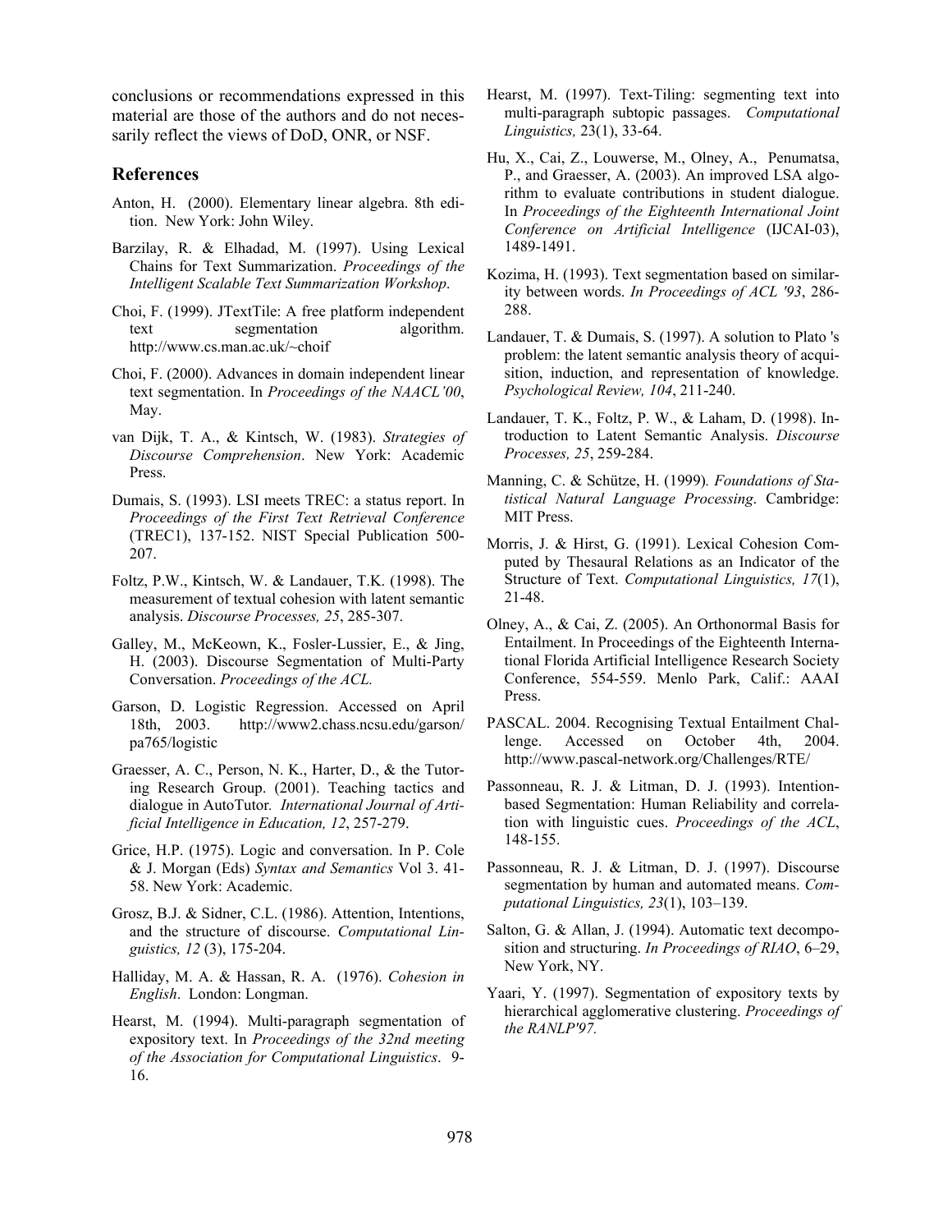conclusions or recommendations expressed in this material are those of the authors and do not necessarily reflect the views of DoD, ONR, or NSF.

## References

Anton, H. (2000). Elementary linear algebra. 8th edition. New York: John Wiley.

Barzilay, R. & Elhadad, M. (1997). Using Lexical Chains for Text Summarization. *Proceedings of the Intelligent Scalable Text Summarization Workshop*.

Choi, F. (1999). JTextTile: A free platform independent text segmentation algorithm. http://www.cs.man.ac.uk/~choif

Choi, F. (2000). Advances in domain independent linear text segmentation. In *Proceedings of the NAACL'00*, May.

van Dijk, T. A., & Kintsch, W. (1983). *Strategies of Discourse Comprehension*. New York: Academic Press.

Dumais, S. (1993). LSI meets TREC: a status report. In *Proceedings of the First Text Retrieval Conference* (TREC1), 137-152. NIST Special Publication 500-207.

Foltz, P.W., Kintsch, W. & Landauer, T.K. (1998). The measurement of textual cohesion with latent semantic analysis. *Discourse Processes, 25*, 285-307.

Galley, M., McKeown, K., Fosler-Lussier, E., & Jing, H. (2003). Discourse Segmentation of Multi-Party Conversation. *Proceedings of the ACL.*

Garson, D. Logistic Regression. Accessed on April 18th, 2003. http://www2.chass.ncsu.edu/garson/pa765/logistic

Graesser, A. C., Person, N. K., Harter, D., & the Tutoring Research Group. (2001). Teaching tactics and dialogue in AutoTutor. *International Journal of Artificial Intelligence in Education, 12*, 257-279.

Grice, H.P. (1975). Logic and conversation. In P. Cole & J. Morgan (Eds) *Syntax and Semantics* Vol 3. 41-58. New York: Academic.

Grosz, B.J. & Sidner, C.L. (1986). Attention, Intentions, and the structure of discourse. *Computational Linguistics, 12* (3), 175-204.

Halliday, M. A. & Hassan, R. A. (1976). *Cohesion in English*. London: Longman.

Hearst, M. (1994). Multi-paragraph segmentation of expository text. In *Proceedings of the 32nd meeting of the Association for Computational Linguistics*. 9-16.

Hearst, M. (1997). Text-Tiling: segmenting text into multi-paragraph subtopic passages. *Computational Linguistics,* 23(1), 33-64.

Hu, X., Cai, Z., Louwerse, M., Olney, A., Penumatsa, P., and Graesser, A. (2003). An improved LSA algorithm to evaluate contributions in student dialogue. In *Proceedings of the Eighteenth International Joint Conference on Artificial Intelligence* (IJCAI-03), 1489-1491.

Kozima, H. (1993). Text segmentation based on similarity between words. *In Proceedings of ACL '93*, 286-288.

Landauer, T. & Dumais, S. (1997). A solution to Plato 's problem: the latent semantic analysis theory of acquisition, induction, and representation of knowledge. *Psychological Review, 104*, 211-240.

Landauer, T. K., Foltz, P. W., & Laham, D. (1998). Introduction to Latent Semantic Analysis. *Discourse Processes, 25*, 259-284.

Manning, C. & Schütze, H. (1999). *Foundations of Statistical Natural Language Processing*. Cambridge: MIT Press.

Morris, J. & Hirst, G. (1991). Lexical Cohesion Computed by Thesaural Relations as an Indicator of the Structure of Text. *Computational Linguistics, 17*(1), 21-48.

Olney, A., & Cai, Z. (2005). An Orthonormal Basis for Entailment. In Proceedings of the Eighteenth International Florida Artificial Intelligence Research Society Conference, 554-559. Menlo Park, Calif.: AAAI Press.

PASCAL. 2004. Recognising Textual Entailment Challenge. Accessed on October 4th, 2004. http://www.pascal-network.org/Challenges/RTE/

Passonneau, R. J. & Litman, D. J. (1993). Intention-based Segmentation: Human Reliability and correlation with linguistic cues. *Proceedings of the ACL*, 148-155.

Passonneau, R. J. & Litman, D. J. (1997). Discourse segmentation by human and automated means. *Computational Linguistics, 23*(1), 103–139.

Salton, G. & Allan, J. (1994). Automatic text decomposition and structuring. *In Proceedings of RIAO*, 6–29, New York, NY.

Yaari, Y. (1997). Segmentation of expository texts by hierarchical agglomerative clustering. *Proceedings of the RANLP'97.*